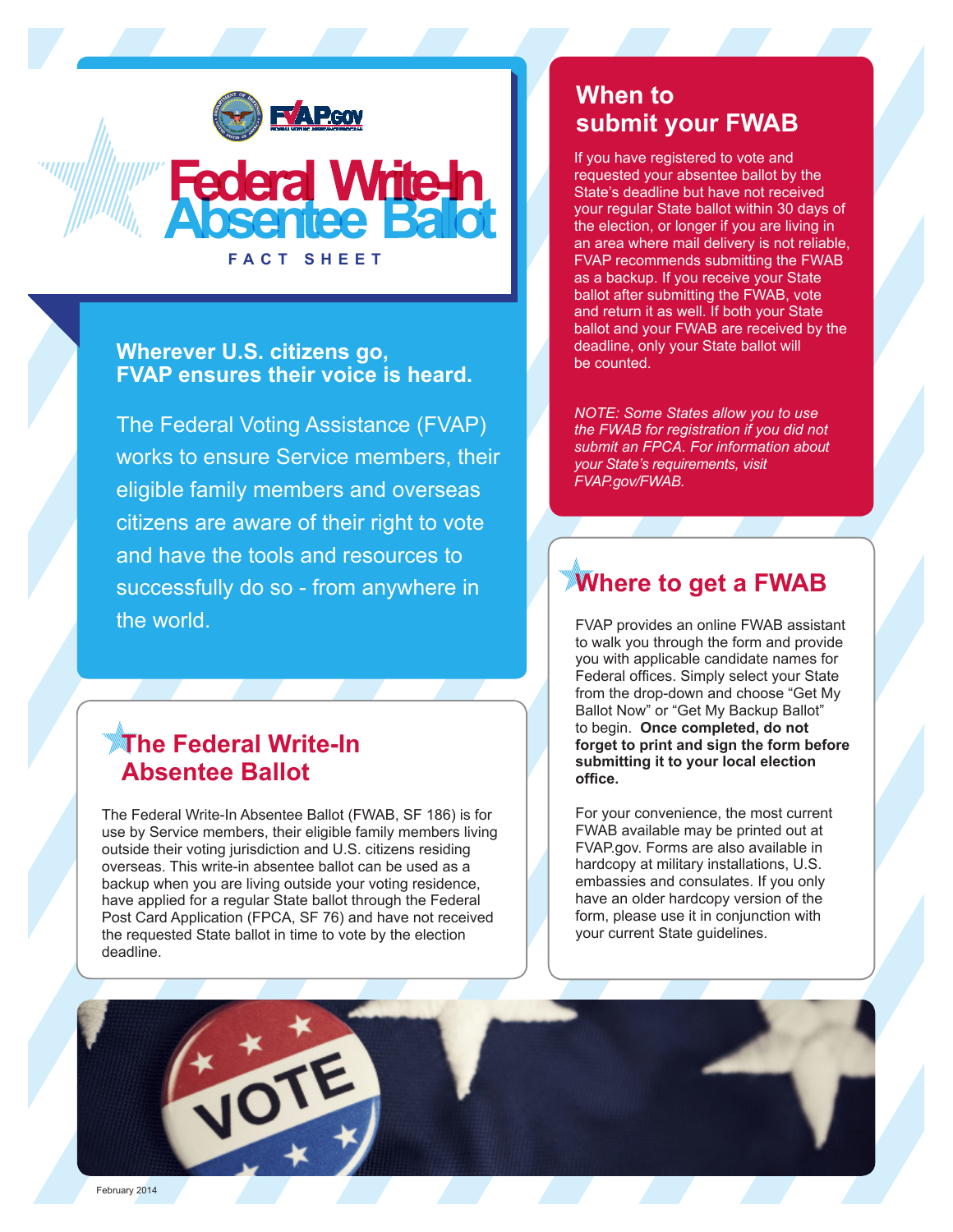# Federal Write-In Absentee Ballot

FACT SHEET

## Wherever U.S. citizens go, FVAP ensures their voice is heard.

The Federal Voting Assistance (FVAP) works to ensure Service members, their eligible family members and overseas citizens are aware of their right to vote and have the tools and resources to successfully do so - from anywhere in the world.

## The Federal Write-In Absentee Ballot

The Federal Write-In Absentee Ballot (FWAB, SF 186) is for use by Service members, their eligible family members living outside their voting jurisdiction and U.S. citizens residing overseas. This write-in absentee ballot can be used as a backup when you are living outside your voting residence, have applied for a regular State ballot through the Federal Post Card Application (FPCA, SF 76) and have not received the requested State ballot in time to vote by the election deadline.

## When to submit your FWAB

If you have registered to vote and requested your absentee ballot by the State's deadline but have not received your regular State ballot within 30 days of the election, or longer if you are living in an area where mail delivery is not reliable, FVAP recommends submitting the FWAB as a backup. If you receive your State ballot after submitting the FWAB, vote and return it as well. If both your State ballot and your FWAB are received by the deadline, only your State ballot will be counted.

*NOTE: Some States allow you to use the FWAB for registration if you did not submit an FPCA. For information about your State's requirements, visit FVAP.gov/FWAB.*

## Where to get a FWAB

FVAP provides an online FWAB assistant to walk you through the form and provide you with applicable candidate names for Federal offices. Simply select your State from the drop-down and choose "Get My Ballot Now" or "Get My Backup Ballot" to begin. **Once completed, do not forget to print and sign the form before submitting it to your local election office.**

For your convenience, the most current FWAB available may be printed out at FVAP.gov. Forms are also available in hardcopy at military installations, U.S. embassies and consulates. If you only have an older hardcopy version of the form, please use it in conjunction with your current State guidelines.

February 2014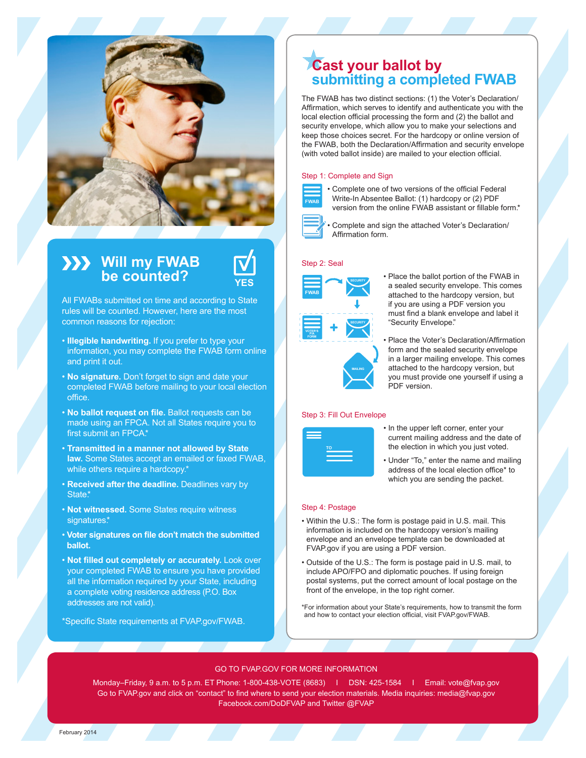## Will my FWAB be counted?

YES

All FWABs submitted on time and according to State rules will be counted. However, here are the most common reasons for rejection:

- **Illegible handwriting.** If you prefer to type your information, you may complete the FWAB form online and print it out.
- **No signature.** Don't forget to sign and date your completed FWAB before mailing to your local election office.
- **No ballot request on file.** Ballot requests can be made using an FPCA. Not all States require you to first submit an FPCA.*
- **Transmitted in a manner not allowed by State law.** Some States accept an emailed or faxed FWAB, while others require a hardcopy.*
- **Received after the deadline.** Deadlines vary by State.*
- **Not witnessed.** Some States require witness signatures.*
- **Voter signatures on file don't match the submitted ballot.**
- **Not filled out completely or accurately.** Look over your completed FWAB to ensure you have provided all the information required by your State, including a complete voting residence address (P.O. Box addresses are not valid).

*Specific State requirements at FVAP.gov/FWAB.

## Cast your ballot by submitting a completed FWAB

The FWAB has two distinct sections: (1) the Voter's Declaration/Affirmation, which serves to identify and authenticate you with the local election official processing the form and (2) the ballot and security envelope, which allow you to make your selections and keep those choices secret. For the hardcopy or online version of the FWAB, both the Declaration/Affirmation and security envelope (with voted ballot inside) are mailed to your election official.

### Step 1: Complete and Sign

- Complete one of two versions of the official Federal Write-In Absentee Ballot: (1) hardcopy or (2) PDF version from the online FWAB assistant or fillable form.*
- Complete and sign the attached Voter's Declaration/Affirmation form.

### Step 2: Seal

FWAB
SECURITY
VOTER'S FIA FORM
MAILING

- Place the ballot portion of the FWAB in a sealed security envelope. This comes attached to the hardcopy version, but if you are using a PDF version you must find a blank envelope and label it "Security Envelope."
- Place the Voter's Declaration/Affirmation form and the sealed security envelope in a larger mailing envelope. This comes attached to the hardcopy version, but you must provide one yourself if using a PDF version.

### Step 3: Fill Out Envelope

TO

- In the upper left corner, enter your current mailing address and the date of the election in which you just voted.
- Under "To," enter the name and mailing address of the local election office* to which you are sending the packet.

### Step 4: Postage

- Within the U.S.: The form is postage paid in U.S. mail. This information is included on the hardcopy version's mailing envelope and an envelope template can be downloaded at FVAP.gov if you are using a PDF version.
- Outside of the U.S.: The form is postage paid in U.S. mail, to include APO/FPO and diplomatic pouches. If using foreign postal systems, put the correct amount of local postage on the front of the envelope, in the top right corner.

*For information about your State's requirements, how to transmit the form and how to contact your election official, visit FVAP.gov/FWAB.

GO TO FVAP.GOV FOR MORE INFORMATION

Monday–Friday, 9 a.m. to 5 p.m. ET Phone: 1-800-438-VOTE (8683) | DSN: 425-1584 | Email: vote@fvap.gov
Go to FVAP.gov and click on "contact" to find where to send your election materials. Media inquiries: media@fvap.gov
Facebook.com/DoDFVAP and Twitter @FVAP

February 2014